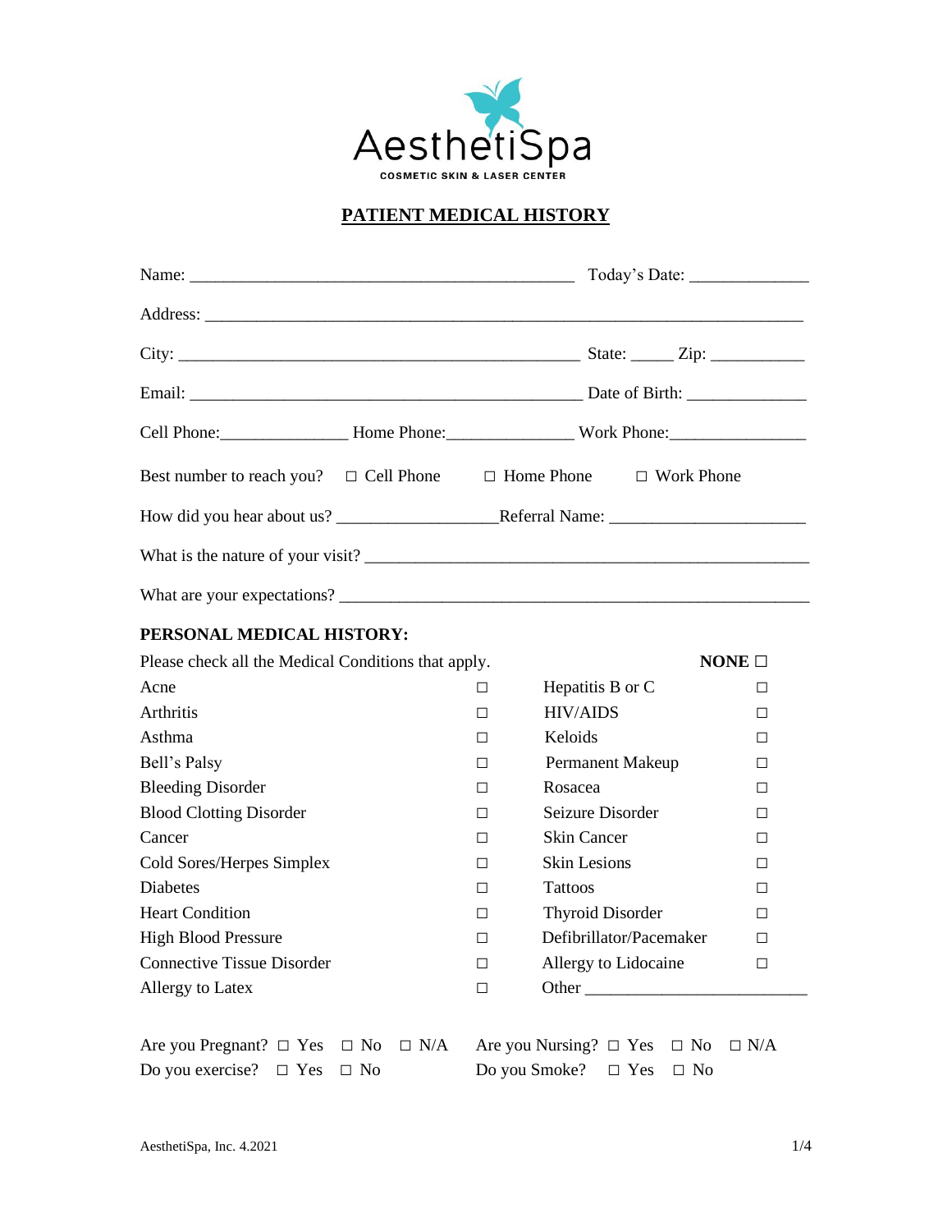AesthetiSpa

COSMETIC SKIN & LASER CENTER

# PATIENT MEDICAL HISTORY

Name: ______________________________________________ Today's Date: _____________

Address: __________________________________________________________________________

City: _______________________________________________ State: _____ Zip: ___________

Email: _______________________________________________ Date of Birth: ______________

Cell Phone:_______________ Home Phone:_______________ Work Phone:________________

Best number to reach you? ☐ Cell Phone ☐ Home Phone ☐ Work Phone

How did you hear about us? __________________Referral Name: ______________________

What is the nature of your visit? _____________________________________________________

What are your expectations? _________________________________________________________

**PERSONAL MEDICAL HISTORY:**

Please check all the Medical Conditions that apply. **NONE** ☐

| Condition | | Condition | |
|---|---|---|---|
| Acne | ☐ | Hepatitis B or C | ☐ |
| Arthritis | ☐ | HIV/AIDS | ☐ |
| Asthma | ☐ | Keloids | ☐ |
| Bell's Palsy | ☐ | Permanent Makeup | ☐ |
| Bleeding Disorder | ☐ | Rosacea | ☐ |
| Blood Clotting Disorder | ☐ | Seizure Disorder | ☐ |
| Cancer | ☐ | Skin Cancer | ☐ |
| Cold Sores/Herpes Simplex | ☐ | Skin Lesions | ☐ |
| Diabetes | ☐ | Tattoos | ☐ |
| Heart Condition | ☐ | Thyroid Disorder | ☐ |
| High Blood Pressure | ☐ | Defibrillator/Pacemaker | ☐ |
| Connective Tissue Disorder | ☐ | Allergy to Lidocaine | ☐ |
| Allergy to Latex | ☐ | Other ________________________ | |

Are you Pregnant? ☐ Yes ☐ No ☐ N/A Are you Nursing? ☐ Yes ☐ No ☐ N/A

Do you exercise? ☐ Yes ☐ No Do you Smoke? ☐ Yes ☐ No

AesthetiSpa, Inc. 4.2021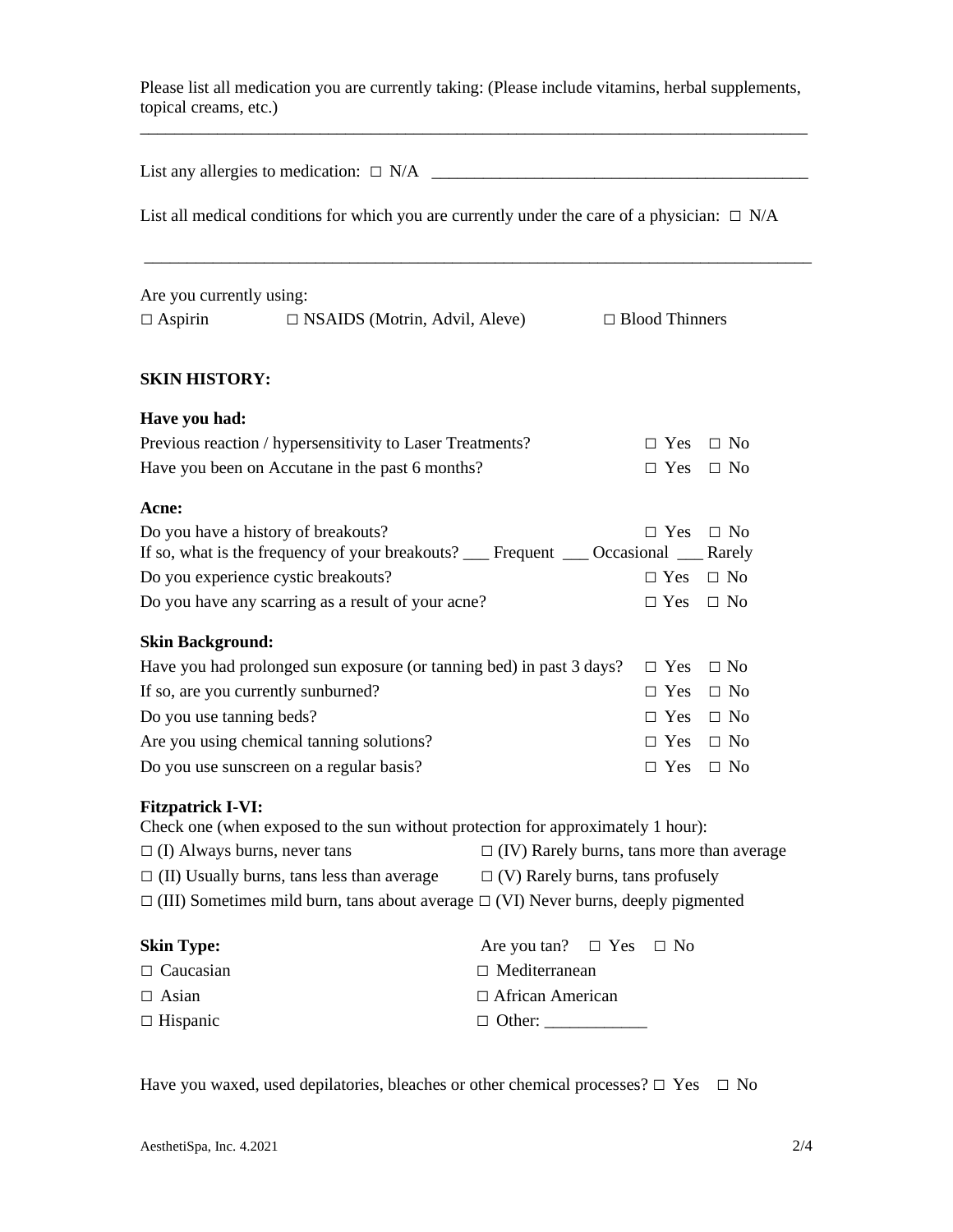Please list all medication you are currently taking: (Please include vitamins, herbal supplements, topical creams, etc.)

_______________________________________________________________________________

List any allergies to medication: □ N/A _____________________________________________

List all medical conditions for which you are currently under the care of a physician: □ N/A

_______________________________________________________________________________

Are you currently using:

□ Aspirin □ NSAIDS (Motrin, Advil, Aleve) □ Blood Thinners

**SKIN HISTORY:**

**Have you had:**

| | |
|---|---|
| Previous reaction / hypersensitivity to Laser Treatments? | □ Yes □ No |
| Have you been on Accutane in the past 6 months? | □ Yes □ No |

**Acne:**

Do you have a history of breakouts? □ Yes □ No

If so, what is the frequency of your breakouts? ___ Frequent ___ Occasional ___ Rarely

Do you experience cystic breakouts? □ Yes □ No

Do you have any scarring as a result of your acne? □ Yes □ No

**Skin Background:**

| | |
|---|---|
| Have you had prolonged sun exposure (or tanning bed) in past 3 days? | □ Yes □ No |
| If so, are you currently sunburned? | □ Yes □ No |
| Do you use tanning beds? | □ Yes □ No |
| Are you using chemical tanning solutions? | □ Yes □ No |
| Do you use sunscreen on a regular basis? | □ Yes □ No |

**Fitzpatrick I-VI:**

Check one (when exposed to the sun without protection for approximately 1 hour):

□ (I) Always burns, never tans

□ (II) Usually burns, tans less than average

□ (III) Sometimes mild burn, tans about average

□ (IV) Rarely burns, tans more than average

□ (V) Rarely burns, tans profusely

□ (VI) Never burns, deeply pigmented

**Skin Type:**

Are you tan? □ Yes □ No

□ Caucasian

□ Asian

□ Hispanic

□ Mediterranean

□ African American

□ Other: ____________

Have you waxed, used depilatories, bleaches or other chemical processes? □ Yes □ No

AesthetiSpa, Inc. 4.2021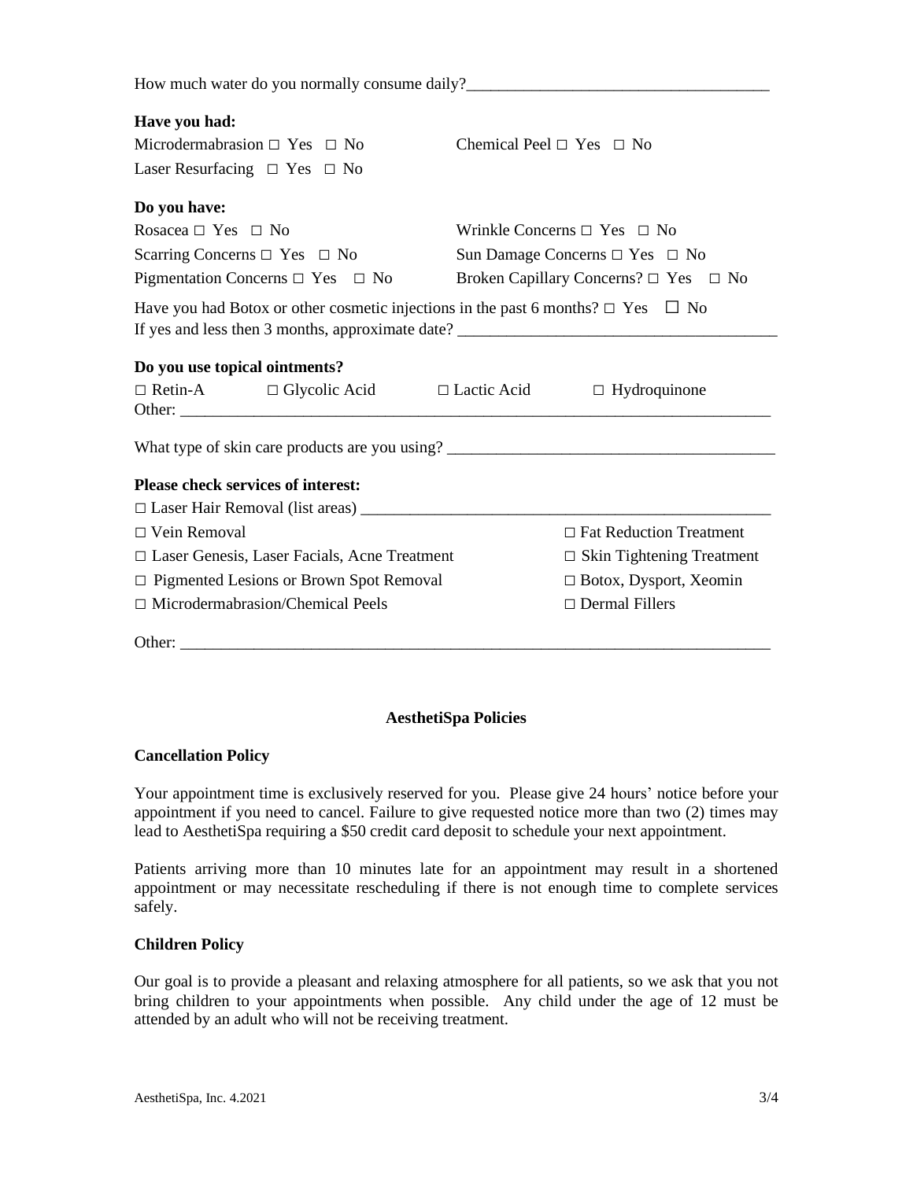How much water do you normally consume daily?_____________________________________

**Have you had:**

Microdermabrasion □ Yes □ No

Chemical Peel □ Yes □ No

Laser Resurfacing □ Yes □ No

**Do you have:**

Rosacea □ Yes □ No

Wrinkle Concerns □ Yes □ No

Scarring Concerns □ Yes □ No

Sun Damage Concerns □ Yes □ No

Pigmentation Concerns □ Yes □ No

Broken Capillary Concerns? □ Yes □ No

Have you had Botox or other cosmetic injections in the past 6 months? □ Yes ☐ No
If yes and less then 3 months, approximate date? _____________________________________

**Do you use topical ointments?**

□ Retin-A □ Glycolic Acid □ Lactic Acid □ Hydroquinone
Other: ___________________________________________________________________________

What type of skin care products are you using? _______________________________________

**Please check services of interest:**

□ Laser Hair Removal (list areas) ___________________________________________________

□ Vein Removal

□ Fat Reduction Treatment

□ Laser Genesis, Laser Facials, Acne Treatment

□ Skin Tightening Treatment

□ Pigmented Lesions or Brown Spot Removal

□ Botox, Dysport, Xeomin

□ Microdermabrasion/Chemical Peels

□ Dermal Fillers

Other: ___________________________________________________________________________

## AesthetiSpa Policies

### Cancellation Policy

Your appointment time is exclusively reserved for you. Please give 24 hours' notice before your appointment if you need to cancel. Failure to give requested notice more than two (2) times may lead to AesthetiSpa requiring a $50 credit card deposit to schedule your next appointment.

Patients arriving more than 10 minutes late for an appointment may result in a shortened appointment or may necessitate rescheduling if there is not enough time to complete services safely.

### Children Policy

Our goal is to provide a pleasant and relaxing atmosphere for all patients, so we ask that you not bring children to your appointments when possible. Any child under the age of 12 must be attended by an adult who will not be receiving treatment.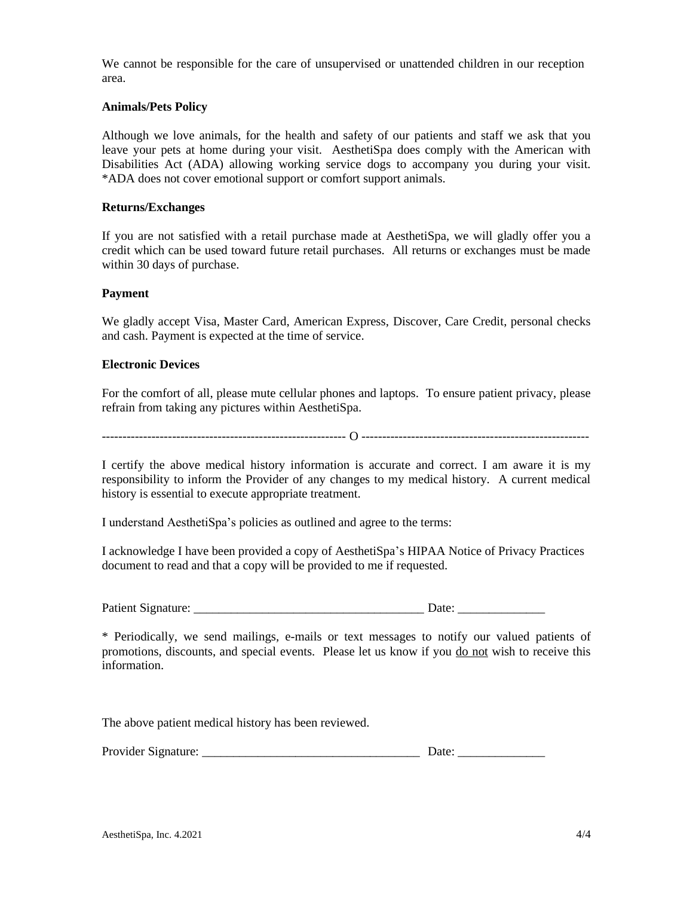We cannot be responsible for the care of unsupervised or unattended children in our reception area.

**Animals/Pets Policy**

Although we love animals, for the health and safety of our patients and staff we ask that you leave your pets at home during your visit. AesthetiSpa does comply with the American with Disabilities Act (ADA) allowing working service dogs to accompany you during your visit. *ADA does not cover emotional support or comfort support animals.

**Returns/Exchanges**

If you are not satisfied with a retail purchase made at AesthetiSpa, we will gladly offer you a credit which can be used toward future retail purchases. All returns or exchanges must be made within 30 days of purchase.

**Payment**

We gladly accept Visa, Master Card, American Express, Discover, Care Credit, personal checks and cash. Payment is expected at the time of service.

**Electronic Devices**

For the comfort of all, please mute cellular phones and laptops. To ensure patient privacy, please refrain from taking any pictures within AesthetiSpa.

---------------------------------------------------------- O -------------------------------------------------------

I certify the above medical history information is accurate and correct. I am aware it is my responsibility to inform the Provider of any changes to my medical history. A current medical history is essential to execute appropriate treatment.

I understand AesthetiSpa's policies as outlined and agree to the terms:

I acknowledge I have been provided a copy of AesthetiSpa's HIPAA Notice of Privacy Practices document to read and that a copy will be provided to me if requested.

Patient Signature: _____________________________________ Date: ______________

* Periodically, we send mailings, e-mails or text messages to notify our valued patients of promotions, discounts, and special events. Please let us know if you <u>do not</u> wish to receive this information.

The above patient medical history has been reviewed.

Provider Signature: ___________________________________ Date: ______________

AesthetiSpa, Inc. 4.2021